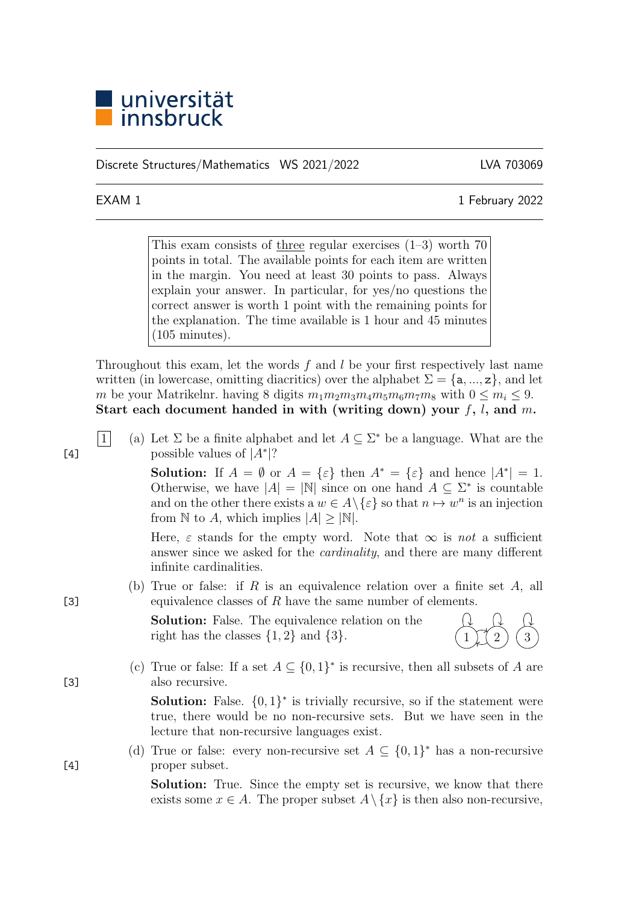universität innsbruck

Discrete Structures/Mathematics WS 2021/2022 LVA 703069

EXAM 1 1 February 2022

This exam consists of three regular exercises (1–3) worth 70 points in total. The available points for each item are written in the margin. You need at least 30 points to pass. Always explain your answer. In particular, for yes/no questions the correct answer is worth 1 point with the remaining points for the explanation. The time available is 1 hour and 45 minutes (105 minutes).

Throughout this exam, let the words $f$ and $l$ be your first respectively last name written (in lowercase, omitting diacritics) over the alphabet $\Sigma = \{\mathtt{a}, \ldots, \mathtt{z}\}$, and let $m$ be your Matrikelnr. having 8 digits $m_1m_2m_3m_4m_5m_6m_7m_8$ with $0 \leq m_i \leq 9$. **Start each document handed in with (writing down) your $f$, $l$, and $m$.**

**1**

(a) [4] Let $\Sigma$ be a finite alphabet and let $A \subseteq \Sigma^*$ be a language. What are the possible values of $|A^*|$?

**Solution:** If $A = \emptyset$ or $A = \{\varepsilon\}$ then $A^* = \{\varepsilon\}$ and hence $|A^*| = 1$. Otherwise, we have $|A| = |\mathbb{N}|$ since on one hand $A \subseteq \Sigma^*$ is countable and on the other there exists a $w \in A \setminus \{\varepsilon\}$ so that $n \mapsto w^n$ is an injection from $\mathbb{N}$ to $A$, which implies $|A| \geq |\mathbb{N}|$.

Here, $\varepsilon$ stands for the empty word. Note that $\infty$ is *not* a sufficient answer since we asked for the *cardinality*, and there are many different infinite cardinalities.

(b) [3] True or false: if $R$ is an equivalence relation over a finite set $A$, all equivalence classes of $R$ have the same number of elements.

**Solution:** False. The equivalence relation on the right has the classes $\{1, 2\}$ and $\{3\}$.

(c) [3] True or false: If a set $A \subseteq \{0, 1\}^*$ is recursive, then all subsets of $A$ are also recursive.

**Solution:** False. $\{0, 1\}^*$ is trivially recursive, so if the statement were true, there would be no non-recursive sets. But we have seen in the lecture that non-recursive languages exist.

(d) [4] True or false: every non-recursive set $A \subseteq \{0, 1\}^*$ has a non-recursive proper subset.

**Solution:** True. Since the empty set is recursive, we know that there exists some $x \in A$. The proper subset $A \setminus \{x\}$ is then also non-recursive,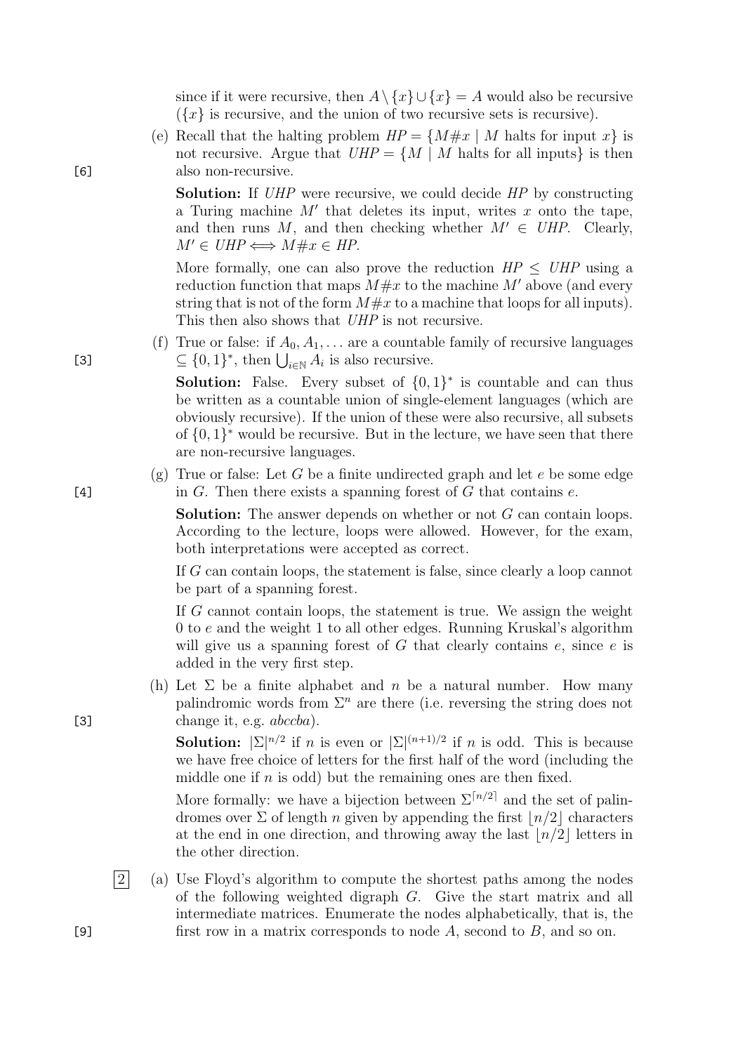since if it were recursive, then $A \setminus \{x\} \cup \{x\} = A$ would also be recursive ($\{x\}$ is recursive, and the union of two recursive sets is recursive).

[6] (e) Recall that the halting problem $HP = \{M\#x \mid M \text{ halts for input } x\}$ is not recursive. Argue that $UHP = \{M \mid M \text{ halts for all inputs}\}$ is then also non-recursive.

**Solution:** If *UHP* were recursive, we could decide *HP* by constructing a Turing machine $M'$ that deletes its input, writes $x$ onto the tape, and then runs $M$, and then checking whether $M' \in UHP$. Clearly, $M' \in UHP \iff M\#x \in HP$.

More formally, one can also prove the reduction $HP \leq UHP$ using a reduction function that maps $M\#x$ to the machine $M'$ above (and every string that is not of the form $M\#x$ to a machine that loops for all inputs). This then also shows that *UHP* is not recursive.

[3] (f) True or false: if $A_0, A_1, \ldots$ are a countable family of recursive languages $\subseteq \{0,1\}^*$, then $\bigcup_{i \in \mathbb{N}} A_i$ is also recursive.

**Solution:** False. Every subset of $\{0,1\}^*$ is countable and can thus be written as a countable union of single-element languages (which are obviously recursive). If the union of these were also recursive, all subsets of $\{0,1\}^*$ would be recursive. But in the lecture, we have seen that there are non-recursive languages.

[4] (g) True or false: Let $G$ be a finite undirected graph and let $e$ be some edge in $G$. Then there exists a spanning forest of $G$ that contains $e$.

**Solution:** The answer depends on whether or not $G$ can contain loops. According to the lecture, loops were allowed. However, for the exam, both interpretations were accepted as correct.

If $G$ can contain loops, the statement is false, since clearly a loop cannot be part of a spanning forest.

If $G$ cannot contain loops, the statement is true. We assign the weight 0 to $e$ and the weight 1 to all other edges. Running Kruskal's algorithm will give us a spanning forest of $G$ that clearly contains $e$, since $e$ is added in the very first step.

[3] (h) Let $\Sigma$ be a finite alphabet and $n$ be a natural number. How many palindromic words from $\Sigma^n$ are there (i.e. reversing the string does not change it, e.g. *abccba*).

**Solution:** $|\Sigma|^{n/2}$ if $n$ is even or $|\Sigma|^{(n+1)/2}$ if $n$ is odd. This is because we have free choice of letters for the first half of the word (including the middle one if $n$ is odd) but the remaining ones are then fixed.

More formally: we have a bijection between $\Sigma^{\lceil n/2 \rceil}$ and the set of palindromes over $\Sigma$ of length $n$ given by appending the first $\lfloor n/2 \rfloor$ characters at the end in one direction, and throwing away the last $\lfloor n/2 \rfloor$ letters in the other direction.

**2**

[9] (a) Use Floyd's algorithm to compute the shortest paths among the nodes of the following weighted digraph $G$. Give the start matrix and all intermediate matrices. Enumerate the nodes alphabetically, that is, the first row in a matrix corresponds to node $A$, second to $B$, and so on.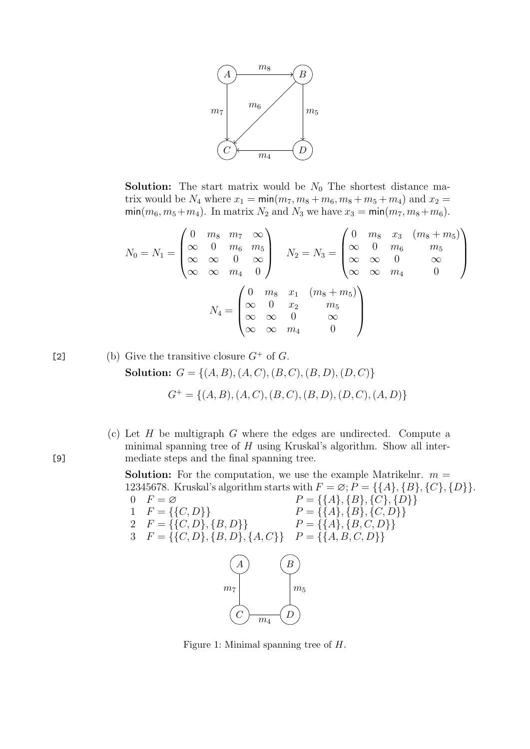**Solution:** The start matrix would be $N_0$ The shortest distance matrix would be $N_4$ where $x_1 = \mathsf{min}(m_7, m_8 + m_6, m_8 + m_5 + m_4)$ and $x_2 = \mathsf{min}(m_6, m_5 + m_4)$. In matrix $N_2$ and $N_3$ we have $x_3 = \mathsf{min}(m_7, m_8 + m_6)$.

$$N_0 = N_1 = \begin{pmatrix} 0 & m_8 & m_7 & \infty \\ \infty & 0 & m_6 & m_5 \\ \infty & \infty & 0 & \infty \\ \infty & \infty & m_4 & 0 \end{pmatrix} \quad N_2 = N_3 = \begin{pmatrix} 0 & m_8 & x_3 & (m_8 + m_5) \\ \infty & 0 & m_6 & m_5 \\ \infty & \infty & 0 & \infty \\ \infty & \infty & m_4 & 0 \end{pmatrix}$$

$$N_4 = \begin{pmatrix} 0 & m_8 & x_1 & (m_8 + m_5) \\ \infty & 0 & x_2 & m_5 \\ \infty & \infty & 0 & \infty \\ \infty & \infty & m_4 & 0 \end{pmatrix}$$

[2] (b) Give the transitive closure $G^+$ of $G$.

**Solution:** $G = \{(A, B), (A, C), (B, C), (B, D), (D, C)\}$

$$G^+ = \{(A, B), (A, C), (B, C), (B, D), (D, C), (A, D)\}$$

[9] (c) Let $H$ be multigraph $G$ where the edges are undirected. Compute a minimal spanning tree of $H$ using Kruskal's algorithm. Show all intermediate steps and the final spanning tree.

**Solution:** For the computation, we use the example Matrikelnr. $m = 12345678$. Kruskal's algorithm starts with $F = \varnothing; P = \{\{A\}, \{B\}, \{C\}, \{D\}\}$.

| | $F$ | $P$ |
|---|---|---|
| 0 | $F = \varnothing$ | $P = \{\{A\}, \{B\}, \{C\}, \{D\}\}$ |
| 1 | $F = \{\{C, D\}\}$ | $P = \{\{A\}, \{B\}, \{C, D\}\}$ |
| 2 | $F = \{\{C, D\}, \{B, D\}\}$ | $P = \{\{A\}, \{B, C, D\}\}$ |
| 3 | $F = \{\{C, D\}, \{B, D\}, \{A, C\}\}$ | $P = \{\{A, B, C, D\}\}$ |

Figure 1: Minimal spanning tree of $H$.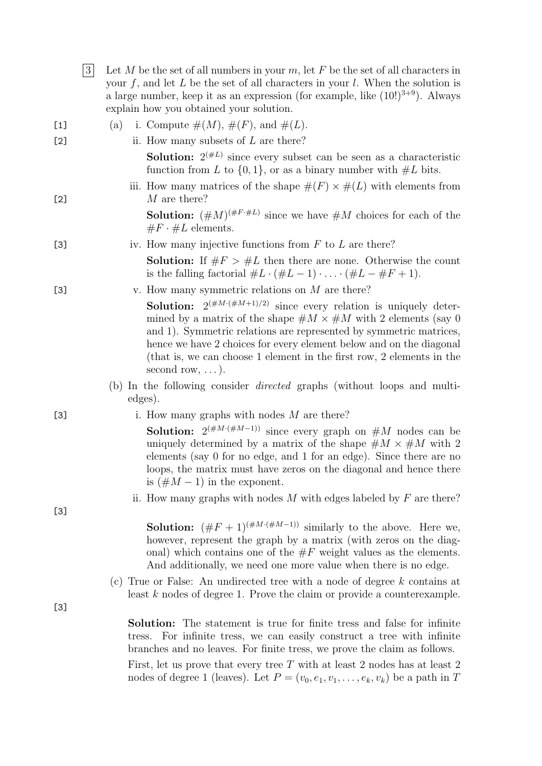[3] Let $M$ be the set of all numbers in your $m$, let $F$ be the set of all characters in your $f$, and let $L$ be the set of all characters in your $l$. When the solution is a large number, keep it as an expression (for example, like $(10!)^{3+9}$). Always explain how you obtained your solution.

(a)

[1] i. Compute $\#(M)$, $\#(F)$, and $\#(L)$.

[2] ii. How many subsets of $L$ are there?

**Solution:** $2^{(\#L)}$ since every subset can be seen as a characteristic function from $L$ to $\{0, 1\}$, or as a binary number with $\#L$ bits.

[2] iii. How many matrices of the shape $\#(F) \times \#(L)$ with elements from $M$ are there?

**Solution:** $(\#M)^{(\#F \cdot \#L)}$ since we have $\#M$ choices for each of the $\#F \cdot \#L$ elements.

[3] iv. How many injective functions from $F$ to $L$ are there?

**Solution:** If $\#F > \#L$ then there are none. Otherwise the count is the falling factorial $\#L \cdot (\#L - 1) \cdot \ldots \cdot (\#L - \#F + 1)$.

[3] v. How many symmetric relations on $M$ are there?

**Solution:** $2^{(\#M \cdot (\#M+1)/2)}$ since every relation is uniquely determined by a matrix of the shape $\#M \times \#M$ with 2 elements (say 0 and 1). Symmetric relations are represented by symmetric matrices, hence we have 2 choices for every element below and on the diagonal (that is, we can choose 1 element in the first row, 2 elements in the second row, ...).

(b) In the following consider *directed* graphs (without loops and multi-edges).

[3] i. How many graphs with nodes $M$ are there?

**Solution:** $2^{(\#M \cdot (\#M-1))}$ since every graph on $\#M$ nodes can be uniquely determined by a matrix of the shape $\#M \times \#M$ with 2 elements (say 0 for no edge, and 1 for an edge). Since there are no loops, the matrix must have zeros on the diagonal and hence there is $(\#M - 1)$ in the exponent.

[3] ii. How many graphs with nodes $M$ with edges labeled by $F$ are there?

**Solution:** $(\#F + 1)^{(\#M \cdot (\#M-1))}$ similarly to the above. Here we, however, represent the graph by a matrix (with zeros on the diagonal) which contains one of the $\#F$ weight values as the elements. And additionally, we need one more value when there is no edge.

[3] (c) True or False: An undirected tree with a node of degree $k$ contains at least $k$ nodes of degree 1. Prove the claim or provide a counterexample.

**Solution:** The statement is true for finite tress and false for infinite tress. For infinite tress, we can easily construct a tree with infinite branches and no leaves. For finite tress, we prove the claim as follows.

First, let us prove that every tree $T$ with at least 2 nodes has at least 2 nodes of degree 1 (leaves). Let $P = (v_0, e_1, v_1, \ldots, e_k, v_k)$ be a path in $T$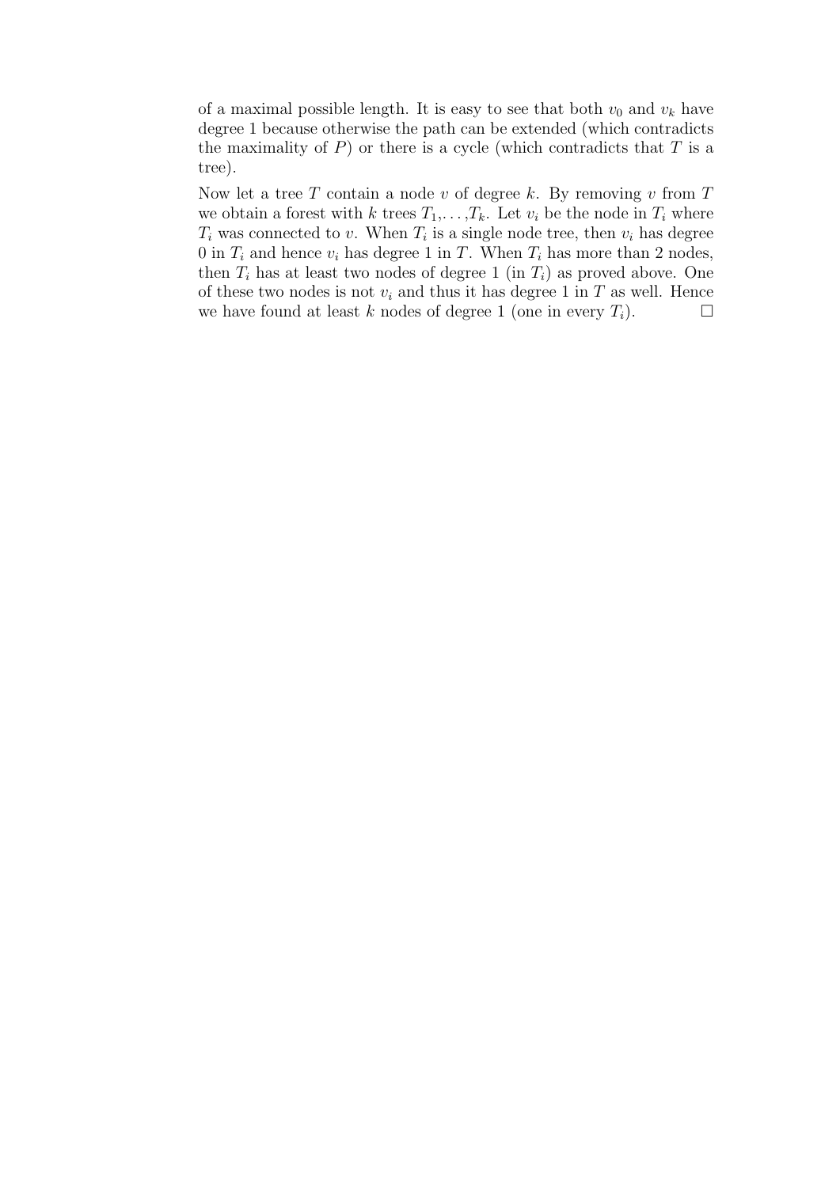of a maximal possible length. It is easy to see that both $v_0$ and $v_k$ have degree 1 because otherwise the path can be extended (which contradicts the maximality of $P$) or there is a cycle (which contradicts that $T$ is a tree).

Now let a tree $T$ contain a node $v$ of degree $k$. By removing $v$ from $T$ we obtain a forest with $k$ trees $T_1,\ldots,T_k$. Let $v_i$ be the node in $T_i$ where $T_i$ was connected to $v$. When $T_i$ is a single node tree, then $v_i$ has degree 0 in $T_i$ and hence $v_i$ has degree 1 in $T$. When $T_i$ has more than 2 nodes, then $T_i$ has at least two nodes of degree 1 (in $T_i$) as proved above. One of these two nodes is not $v_i$ and thus it has degree 1 in $T$ as well. Hence we have found at least $k$ nodes of degree 1 (one in every $T_i$). □